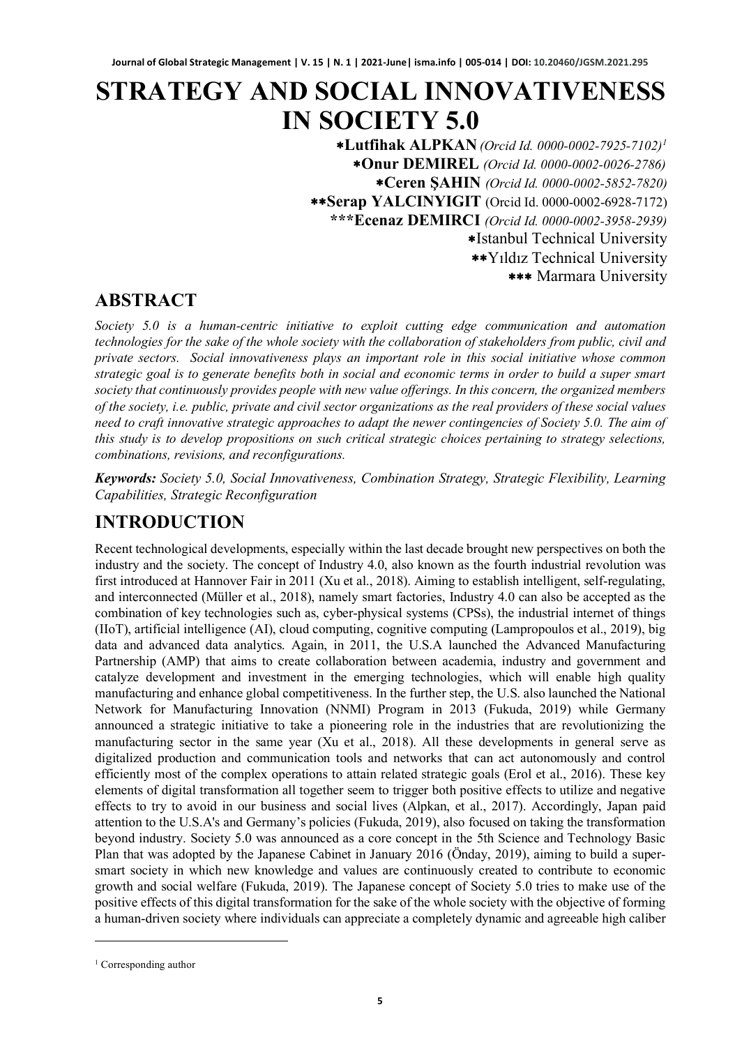# STRATEGY AND SOCIAL INNOVATIVENESS IN SOCIETY 5.0

*Lutfihak ALPKAN *(Orcid Id. 0000-0002-7925-7102)*[1]
*Onur DEMIREL *(Orcid Id. 0000-0002-0026-2786)*
*Ceren ŞAHIN *(Orcid Id. 0000-0002-5852-7820)*
**Serap YALCINYIGIT (Orcid Id. 0000-0002-6928-7172)
***Ecenaz DEMIRCI *(Orcid Id. 0000-0002-3958-2939)*

*Istanbul Technical University
**Yıldız Technical University
*** Marmara University

## ABSTRACT

*Society 5.0 is a human-centric initiative to exploit cutting edge communication and automation technologies for the sake of the whole society with the collaboration of stakeholders from public, civil and private sectors. Social innovativeness plays an important role in this social initiative whose common strategic goal is to generate benefits both in social and economic terms in order to build a super smart society that continuously provides people with new value offerings. In this concern, the organized members of the society, i.e. public, private and civil sector organizations as the real providers of these social values need to craft innovative strategic approaches to adapt the newer contingencies of Society 5.0. The aim of this study is to develop propositions on such critical strategic choices pertaining to strategy selections, combinations, revisions, and reconfigurations.*

***Keywords:** Society 5.0, Social Innovativeness, Combination Strategy, Strategic Flexibility, Learning Capabilities, Strategic Reconfiguration*

## INTRODUCTION

Recent technological developments, especially within the last decade brought new perspectives on both the industry and the society. The concept of Industry 4.0, also known as the fourth industrial revolution was first introduced at Hannover Fair in 2011 (Xu et al., 2018). Aiming to establish intelligent, self-regulating, and interconnected (Müller et al., 2018), namely smart factories, Industry 4.0 can also be accepted as the combination of key technologies such as, cyber-physical systems (CPSs), the industrial internet of things (IIoT), artificial intelligence (AI), cloud computing, cognitive computing (Lampropoulos et al., 2019), big data and advanced data analytics. Again, in 2011, the U.S.A launched the Advanced Manufacturing Partnership (AMP) that aims to create collaboration between academia, industry and government and catalyze development and investment in the emerging technologies, which will enable high quality manufacturing and enhance global competitiveness. In the further step, the U.S. also launched the National Network for Manufacturing Innovation (NNMI) Program in 2013 (Fukuda, 2019) while Germany announced a strategic initiative to take a pioneering role in the industries that are revolutionizing the manufacturing sector in the same year (Xu et al., 2018). All these developments in general serve as digitalized production and communication tools and networks that can act autonomously and control efficiently most of the complex operations to attain related strategic goals (Erol et al., 2016). These key elements of digital transformation all together seem to trigger both positive effects to utilize and negative effects to try to avoid in our business and social lives (Alpkan, et al., 2017). Accordingly, Japan paid attention to the U.S.A's and Germany's policies (Fukuda, 2019), also focused on taking the transformation beyond industry. Society 5.0 was announced as a core concept in the 5th Science and Technology Basic Plan that was adopted by the Japanese Cabinet in January 2016 (Önday, 2019), aiming to build a super-smart society in which new knowledge and values are continuously created to contribute to economic growth and social welfare (Fukuda, 2019). The Japanese concept of Society 5.0 tries to make use of the positive effects of this digital transformation for the sake of the whole society with the objective of forming a human-driven society where individuals can appreciate a completely dynamic and agreeable high caliber

[1] Corresponding author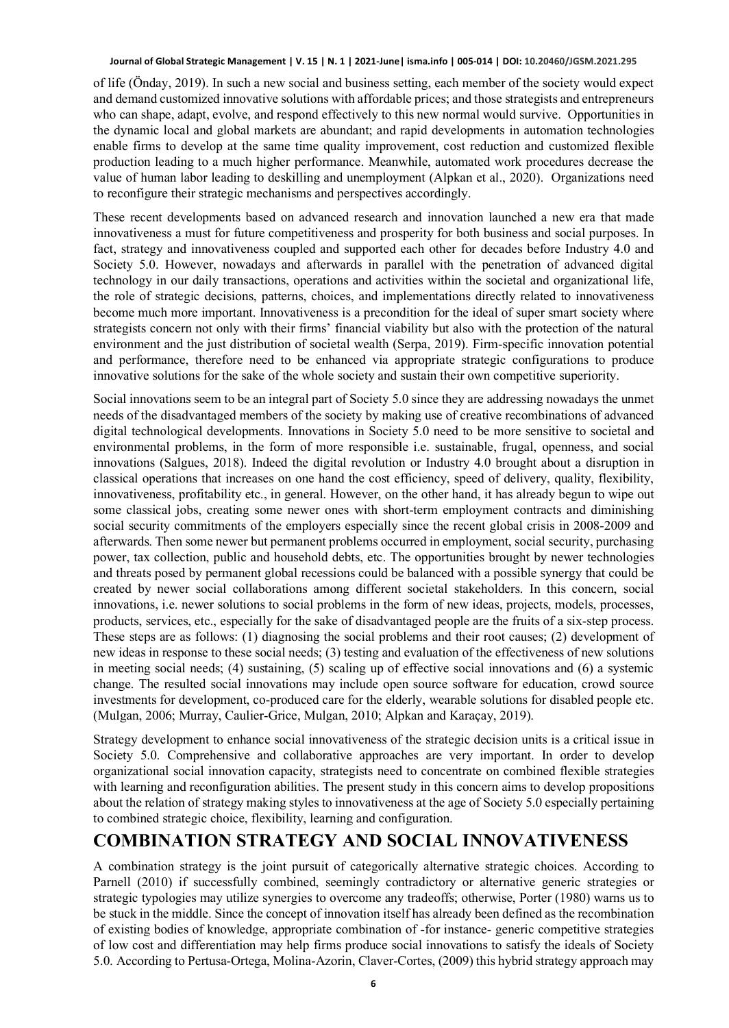of life (Önday, 2019). In such a new social and business setting, each member of the society would expect and demand customized innovative solutions with affordable prices; and those strategists and entrepreneurs who can shape, adapt, evolve, and respond effectively to this new normal would survive. Opportunities in the dynamic local and global markets are abundant; and rapid developments in automation technologies enable firms to develop at the same time quality improvement, cost reduction and customized flexible production leading to a much higher performance. Meanwhile, automated work procedures decrease the value of human labor leading to deskilling and unemployment (Alpkan et al., 2020). Organizations need to reconfigure their strategic mechanisms and perspectives accordingly.

These recent developments based on advanced research and innovation launched a new era that made innovativeness a must for future competitiveness and prosperity for both business and social purposes. In fact, strategy and innovativeness coupled and supported each other for decades before Industry 4.0 and Society 5.0. However, nowadays and afterwards in parallel with the penetration of advanced digital technology in our daily transactions, operations and activities within the societal and organizational life, the role of strategic decisions, patterns, choices, and implementations directly related to innovativeness become much more important. Innovativeness is a precondition for the ideal of super smart society where strategists concern not only with their firms' financial viability but also with the protection of the natural environment and the just distribution of societal wealth (Serpa, 2019). Firm-specific innovation potential and performance, therefore need to be enhanced via appropriate strategic configurations to produce innovative solutions for the sake of the whole society and sustain their own competitive superiority.

Social innovations seem to be an integral part of Society 5.0 since they are addressing nowadays the unmet needs of the disadvantaged members of the society by making use of creative recombinations of advanced digital technological developments. Innovations in Society 5.0 need to be more sensitive to societal and environmental problems, in the form of more responsible i.e. sustainable, frugal, openness, and social innovations (Salgues, 2018). Indeed the digital revolution or Industry 4.0 brought about a disruption in classical operations that increases on one hand the cost efficiency, speed of delivery, quality, flexibility, innovativeness, profitability etc., in general. However, on the other hand, it has already begun to wipe out some classical jobs, creating some newer ones with short-term employment contracts and diminishing social security commitments of the employers especially since the recent global crisis in 2008-2009 and afterwards. Then some newer but permanent problems occurred in employment, social security, purchasing power, tax collection, public and household debts, etc. The opportunities brought by newer technologies and threats posed by permanent global recessions could be balanced with a possible synergy that could be created by newer social collaborations among different societal stakeholders. In this concern, social innovations, i.e. newer solutions to social problems in the form of new ideas, projects, models, processes, products, services, etc., especially for the sake of disadvantaged people are the fruits of a six-step process. These steps are as follows: (1) diagnosing the social problems and their root causes; (2) development of new ideas in response to these social needs; (3) testing and evaluation of the effectiveness of new solutions in meeting social needs; (4) sustaining, (5) scaling up of effective social innovations and (6) a systemic change. The resulted social innovations may include open source software for education, crowd source investments for development, co-produced care for the elderly, wearable solutions for disabled people etc. (Mulgan, 2006; Murray, Caulier-Grice, Mulgan, 2010; Alpkan and Karaçay, 2019).

Strategy development to enhance social innovativeness of the strategic decision units is a critical issue in Society 5.0. Comprehensive and collaborative approaches are very important. In order to develop organizational social innovation capacity, strategists need to concentrate on combined flexible strategies with learning and reconfiguration abilities. The present study in this concern aims to develop propositions about the relation of strategy making styles to innovativeness at the age of Society 5.0 especially pertaining to combined strategic choice, flexibility, learning and configuration.

# COMBINATION STRATEGY AND SOCIAL INNOVATIVENESS

A combination strategy is the joint pursuit of categorically alternative strategic choices. According to Parnell (2010) if successfully combined, seemingly contradictory or alternative generic strategies or strategic typologies may utilize synergies to overcome any tradeoffs; otherwise, Porter (1980) warns us to be stuck in the middle. Since the concept of innovation itself has already been defined as the recombination of existing bodies of knowledge, appropriate combination of -for instance- generic competitive strategies of low cost and differentiation may help firms produce social innovations to satisfy the ideals of Society 5.0. According to Pertusa-Ortega, Molina-Azorin, Claver-Cortes, (2009) this hybrid strategy approach may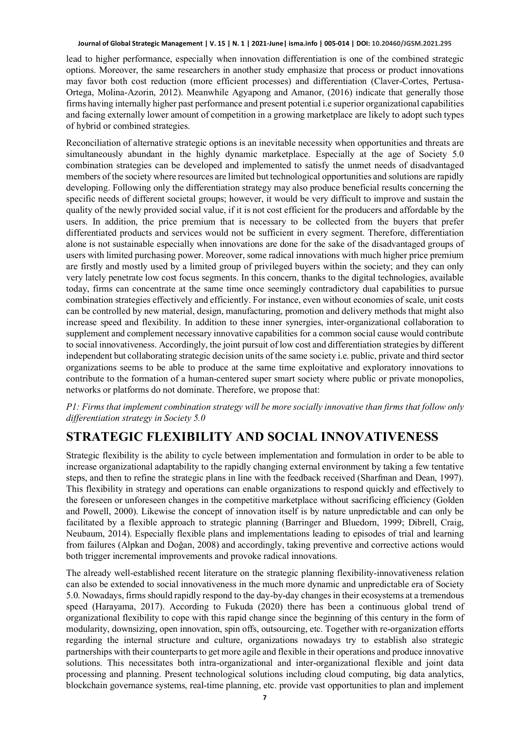lead to higher performance, especially when innovation differentiation is one of the combined strategic options. Moreover, the same researchers in another study emphasize that process or product innovations may favor both cost reduction (more efficient processes) and differentiation (Claver-Cortes, Pertusa-Ortega, Molina-Azorin, 2012). Meanwhile Agyapong and Amanor, (2016) indicate that generally those firms having internally higher past performance and present potential i.e superior organizational capabilities and facing externally lower amount of competition in a growing marketplace are likely to adopt such types of hybrid or combined strategies.

Reconciliation of alternative strategic options is an inevitable necessity when opportunities and threats are simultaneously abundant in the highly dynamic marketplace. Especially at the age of Society 5.0 combination strategies can be developed and implemented to satisfy the unmet needs of disadvantaged members of the society where resources are limited but technological opportunities and solutions are rapidly developing. Following only the differentiation strategy may also produce beneficial results concerning the specific needs of different societal groups; however, it would be very difficult to improve and sustain the quality of the newly provided social value, if it is not cost efficient for the producers and affordable by the users. In addition, the price premium that is necessary to be collected from the buyers that prefer differentiated products and services would not be sufficient in every segment. Therefore, differentiation alone is not sustainable especially when innovations are done for the sake of the disadvantaged groups of users with limited purchasing power. Moreover, some radical innovations with much higher price premium are firstly and mostly used by a limited group of privileged buyers within the society; and they can only very lately penetrate low cost focus segments. In this concern, thanks to the digital technologies, available today, firms can concentrate at the same time once seemingly contradictory dual capabilities to pursue combination strategies effectively and efficiently. For instance, even without economies of scale, unit costs can be controlled by new material, design, manufacturing, promotion and delivery methods that might also increase speed and flexibility. In addition to these inner synergies, inter-organizational collaboration to supplement and complement necessary innovative capabilities for a common social cause would contribute to social innovativeness. Accordingly, the joint pursuit of low cost and differentiation strategies by different independent but collaborating strategic decision units of the same society i.e. public, private and third sector organizations seems to be able to produce at the same time exploitative and exploratory innovations to contribute to the formation of a human-centered super smart society where public or private monopolies, networks or platforms do not dominate. Therefore, we propose that:

*P1: Firms that implement combination strategy will be more socially innovative than firms that follow only differentiation strategy in Society 5.0*

## STRATEGIC FLEXIBILITY AND SOCIAL INNOVATIVENESS

Strategic flexibility is the ability to cycle between implementation and formulation in order to be able to increase organizational adaptability to the rapidly changing external environment by taking a few tentative steps, and then to refine the strategic plans in line with the feedback received (Sharfman and Dean, 1997). This flexibility in strategy and operations can enable organizations to respond quickly and effectively to the foreseen or unforeseen changes in the competitive marketplace without sacrificing efficiency (Golden and Powell, 2000). Likewise the concept of innovation itself is by nature unpredictable and can only be facilitated by a flexible approach to strategic planning (Barringer and Bluedorn, 1999; Dibrell, Craig, Neubaum, 2014). Especially flexible plans and implementations leading to episodes of trial and learning from failures (Alpkan and Doğan, 2008) and accordingly, taking preventive and corrective actions would both trigger incremental improvements and provoke radical innovations.

The already well-established recent literature on the strategic planning flexibility-innovativeness relation can also be extended to social innovativeness in the much more dynamic and unpredictable era of Society 5.0. Nowadays, firms should rapidly respond to the day-by-day changes in their ecosystems at a tremendous speed (Harayama, 2017). According to Fukuda (2020) there has been a continuous global trend of organizational flexibility to cope with this rapid change since the beginning of this century in the form of modularity, downsizing, open innovation, spin offs, outsourcing, etc. Together with re-organization efforts regarding the internal structure and culture, organizations nowadays try to establish also strategic partnerships with their counterparts to get more agile and flexible in their operations and produce innovative solutions. This necessitates both intra-organizational and inter-organizational flexible and joint data processing and planning. Present technological solutions including cloud computing, big data analytics, blockchain governance systems, real-time planning, etc. provide vast opportunities to plan and implement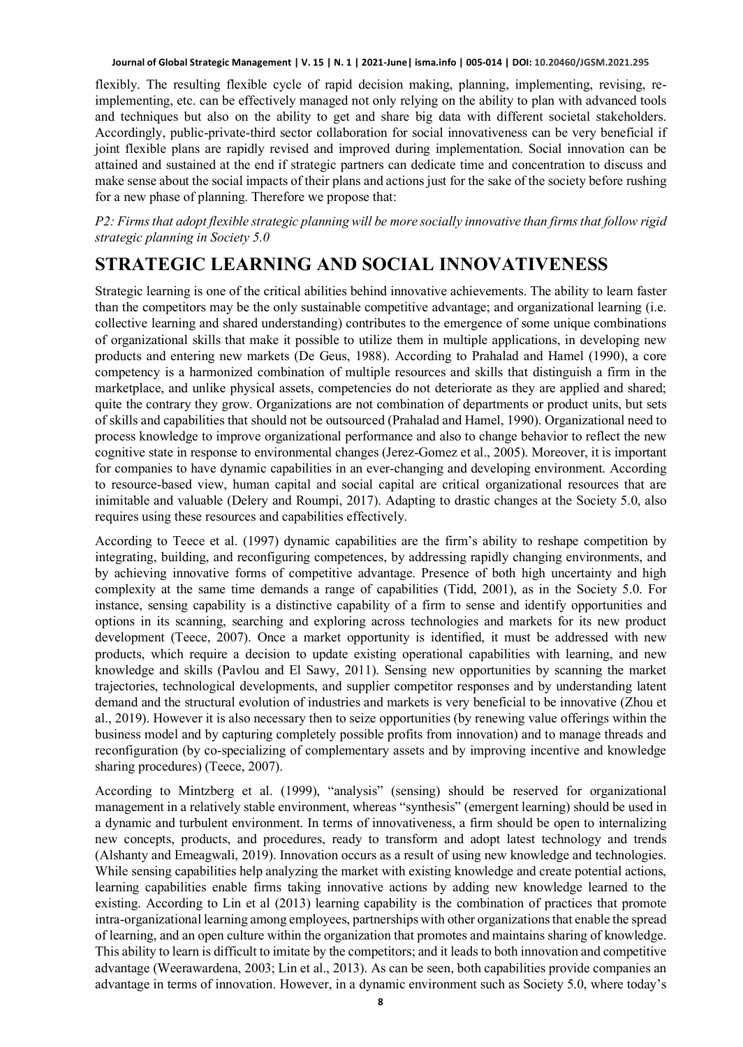flexibly. The resulting flexible cycle of rapid decision making, planning, implementing, revising, re-implementing, etc. can be effectively managed not only relying on the ability to plan with advanced tools and techniques but also on the ability to get and share big data with different societal stakeholders. Accordingly, public-private-third sector collaboration for social innovativeness can be very beneficial if joint flexible plans are rapidly revised and improved during implementation. Social innovation can be attained and sustained at the end if strategic partners can dedicate time and concentration to discuss and make sense about the social impacts of their plans and actions just for the sake of the society before rushing for a new phase of planning. Therefore we propose that:

*P2: Firms that adopt flexible strategic planning will be more socially innovative than firms that follow rigid strategic planning in Society 5.0*

## STRATEGIC LEARNING AND SOCIAL INNOVATIVENESS

Strategic learning is one of the critical abilities behind innovative achievements. The ability to learn faster than the competitors may be the only sustainable competitive advantage; and organizational learning (i.e. collective learning and shared understanding) contributes to the emergence of some unique combinations of organizational skills that make it possible to utilize them in multiple applications, in developing new products and entering new markets (De Geus, 1988). According to Prahalad and Hamel (1990), a core competency is a harmonized combination of multiple resources and skills that distinguish a firm in the marketplace, and unlike physical assets, competencies do not deteriorate as they are applied and shared; quite the contrary they grow. Organizations are not combination of departments or product units, but sets of skills and capabilities that should not be outsourced (Prahalad and Hamel, 1990). Organizational need to process knowledge to improve organizational performance and also to change behavior to reflect the new cognitive state in response to environmental changes (Jerez-Gomez et al., 2005). Moreover, it is important for companies to have dynamic capabilities in an ever-changing and developing environment. According to resource-based view, human capital and social capital are critical organizational resources that are inimitable and valuable (Delery and Roumpi, 2017). Adapting to drastic changes at the Society 5.0, also requires using these resources and capabilities effectively.

According to Teece et al. (1997) dynamic capabilities are the firm's ability to reshape competition by integrating, building, and reconfiguring competences, by addressing rapidly changing environments, and by achieving innovative forms of competitive advantage. Presence of both high uncertainty and high complexity at the same time demands a range of capabilities (Tidd, 2001), as in the Society 5.0. For instance, sensing capability is a distinctive capability of a firm to sense and identify opportunities and options in its scanning, searching and exploring across technologies and markets for its new product development (Teece, 2007). Once a market opportunity is identified, it must be addressed with new products, which require a decision to update existing operational capabilities with learning, and new knowledge and skills (Pavlou and El Sawy, 2011). Sensing new opportunities by scanning the market trajectories, technological developments, and supplier competitor responses and by understanding latent demand and the structural evolution of industries and markets is very beneficial to be innovative (Zhou et al., 2019). However it is also necessary then to seize opportunities (by renewing value offerings within the business model and by capturing completely possible profits from innovation) and to manage threads and reconfiguration (by co-specializing of complementary assets and by improving incentive and knowledge sharing procedures) (Teece, 2007).

According to Mintzberg et al. (1999), "analysis" (sensing) should be reserved for organizational management in a relatively stable environment, whereas "synthesis" (emergent learning) should be used in a dynamic and turbulent environment. In terms of innovativeness, a firm should be open to internalizing new concepts, products, and procedures, ready to transform and adopt latest technology and trends (Alshanty and Emeagwali, 2019). Innovation occurs as a result of using new knowledge and technologies. While sensing capabilities help analyzing the market with existing knowledge and create potential actions, learning capabilities enable firms taking innovative actions by adding new knowledge learned to the existing. According to Lin et al (2013) learning capability is the combination of practices that promote intra-organizational learning among employees, partnerships with other organizations that enable the spread of learning, and an open culture within the organization that promotes and maintains sharing of knowledge. This ability to learn is difficult to imitate by the competitors; and it leads to both innovation and competitive advantage (Weerawardena, 2003; Lin et al., 2013). As can be seen, both capabilities provide companies an advantage in terms of innovation. However, in a dynamic environment such as Society 5.0, where today's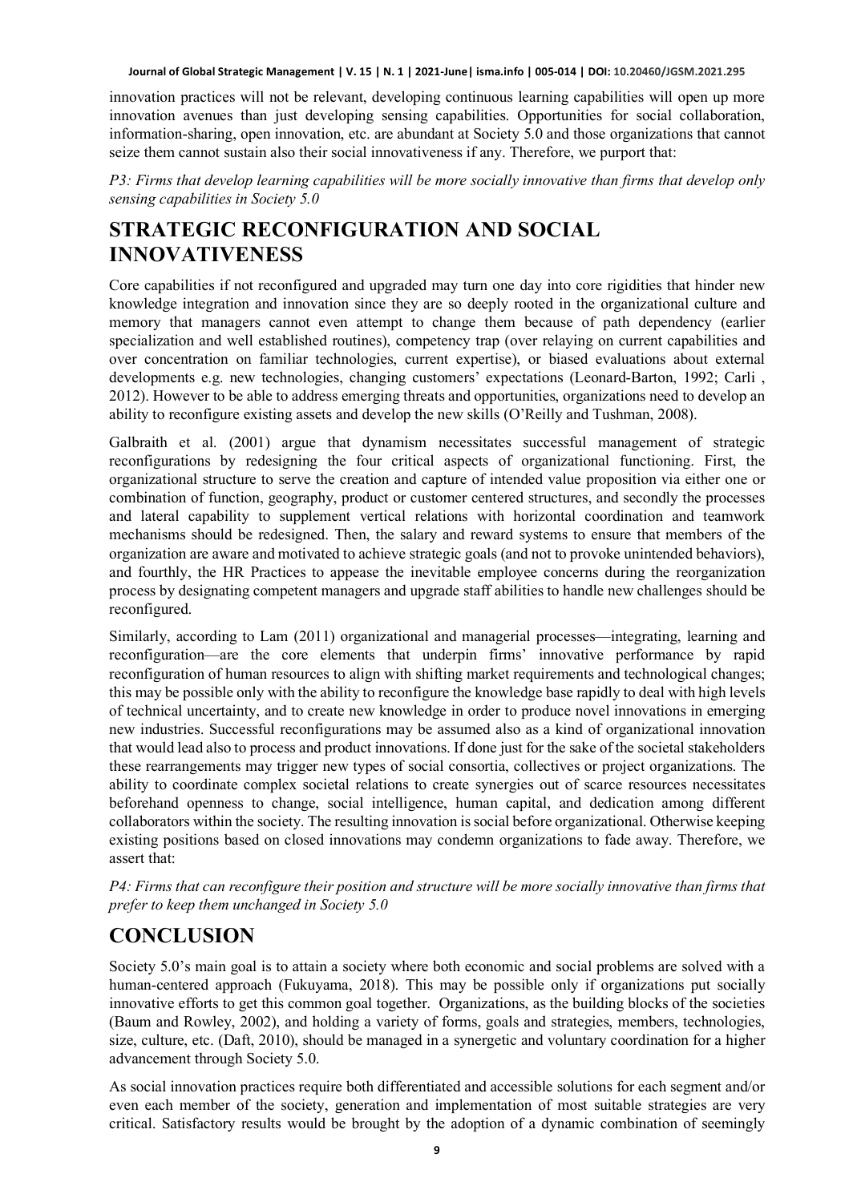innovation practices will not be relevant, developing continuous learning capabilities will open up more innovation avenues than just developing sensing capabilities. Opportunities for social collaboration, information-sharing, open innovation, etc. are abundant at Society 5.0 and those organizations that cannot seize them cannot sustain also their social innovativeness if any. Therefore, we purport that:

*P3: Firms that develop learning capabilities will be more socially innovative than firms that develop only sensing capabilities in Society 5.0*

# STRATEGIC RECONFIGURATION AND SOCIAL INNOVATIVENESS

Core capabilities if not reconfigured and upgraded may turn one day into core rigidities that hinder new knowledge integration and innovation since they are so deeply rooted in the organizational culture and memory that managers cannot even attempt to change them because of path dependency (earlier specialization and well established routines), competency trap (over relaying on current capabilities and over concentration on familiar technologies, current expertise), or biased evaluations about external developments e.g. new technologies, changing customers' expectations (Leonard-Barton, 1992; Carli , 2012). However to be able to address emerging threats and opportunities, organizations need to develop an ability to reconfigure existing assets and develop the new skills (O'Reilly and Tushman, 2008).

Galbraith et al. (2001) argue that dynamism necessitates successful management of strategic reconfigurations by redesigning the four critical aspects of organizational functioning. First, the organizational structure to serve the creation and capture of intended value proposition via either one or combination of function, geography, product or customer centered structures, and secondly the processes and lateral capability to supplement vertical relations with horizontal coordination and teamwork mechanisms should be redesigned. Then, the salary and reward systems to ensure that members of the organization are aware and motivated to achieve strategic goals (and not to provoke unintended behaviors), and fourthly, the HR Practices to appease the inevitable employee concerns during the reorganization process by designating competent managers and upgrade staff abilities to handle new challenges should be reconfigured.

Similarly, according to Lam (2011) organizational and managerial processes—integrating, learning and reconfiguration—are the core elements that underpin firms' innovative performance by rapid reconfiguration of human resources to align with shifting market requirements and technological changes; this may be possible only with the ability to reconfigure the knowledge base rapidly to deal with high levels of technical uncertainty, and to create new knowledge in order to produce novel innovations in emerging new industries. Successful reconfigurations may be assumed also as a kind of organizational innovation that would lead also to process and product innovations. If done just for the sake of the societal stakeholders these rearrangements may trigger new types of social consortia, collectives or project organizations. The ability to coordinate complex societal relations to create synergies out of scarce resources necessitates beforehand openness to change, social intelligence, human capital, and dedication among different collaborators within the society. The resulting innovation is social before organizational. Otherwise keeping existing positions based on closed innovations may condemn organizations to fade away. Therefore, we assert that:

*P4: Firms that can reconfigure their position and structure will be more socially innovative than firms that prefer to keep them unchanged in Society 5.0*

# CONCLUSION

Society 5.0's main goal is to attain a society where both economic and social problems are solved with a human-centered approach (Fukuyama, 2018). This may be possible only if organizations put socially innovative efforts to get this common goal together. Organizations, as the building blocks of the societies (Baum and Rowley, 2002), and holding a variety of forms, goals and strategies, members, technologies, size, culture, etc. (Daft, 2010), should be managed in a synergetic and voluntary coordination for a higher advancement through Society 5.0.

As social innovation practices require both differentiated and accessible solutions for each segment and/or even each member of the society, generation and implementation of most suitable strategies are very critical. Satisfactory results would be brought by the adoption of a dynamic combination of seemingly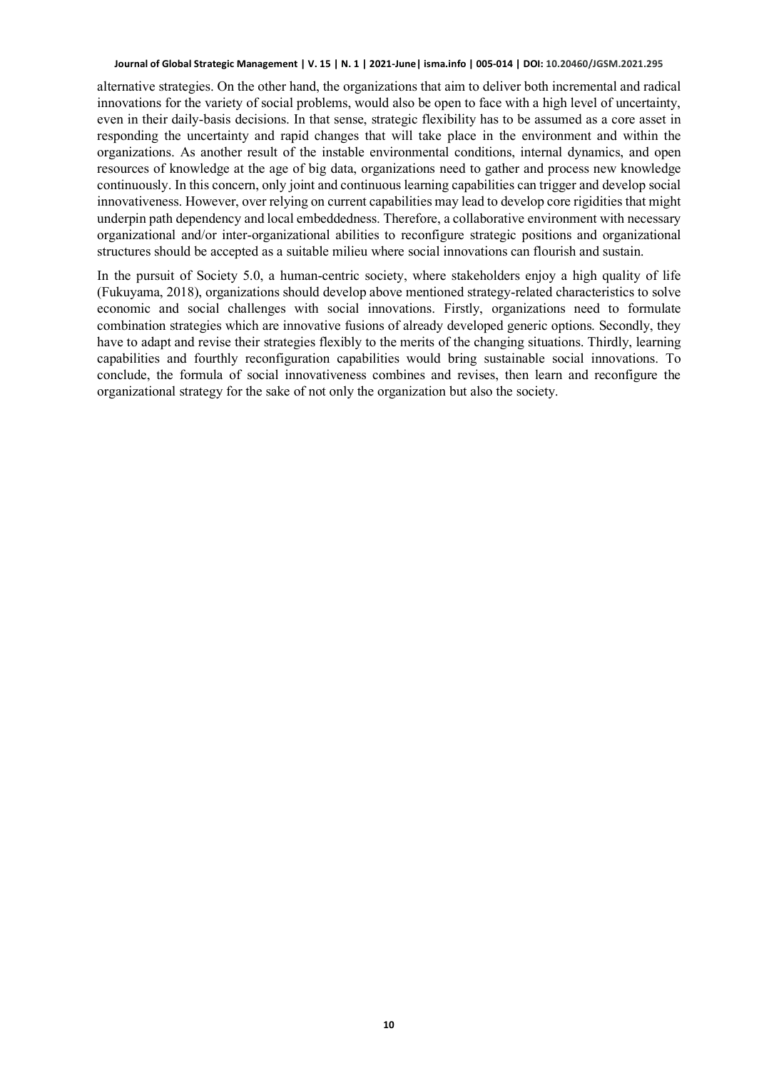alternative strategies. On the other hand, the organizations that aim to deliver both incremental and radical innovations for the variety of social problems, would also be open to face with a high level of uncertainty, even in their daily-basis decisions. In that sense, strategic flexibility has to be assumed as a core asset in responding the uncertainty and rapid changes that will take place in the environment and within the organizations. As another result of the instable environmental conditions, internal dynamics, and open resources of knowledge at the age of big data, organizations need to gather and process new knowledge continuously. In this concern, only joint and continuous learning capabilities can trigger and develop social innovativeness. However, over relying on current capabilities may lead to develop core rigidities that might underpin path dependency and local embeddedness. Therefore, a collaborative environment with necessary organizational and/or inter-organizational abilities to reconfigure strategic positions and organizational structures should be accepted as a suitable milieu where social innovations can flourish and sustain.

In the pursuit of Society 5.0, a human-centric society, where stakeholders enjoy a high quality of life (Fukuyama, 2018), organizations should develop above mentioned strategy-related characteristics to solve economic and social challenges with social innovations. Firstly, organizations need to formulate combination strategies which are innovative fusions of already developed generic options. Secondly, they have to adapt and revise their strategies flexibly to the merits of the changing situations. Thirdly, learning capabilities and fourthly reconfiguration capabilities would bring sustainable social innovations. To conclude, the formula of social innovativeness combines and revises, then learn and reconfigure the organizational strategy for the sake of not only the organization but also the society.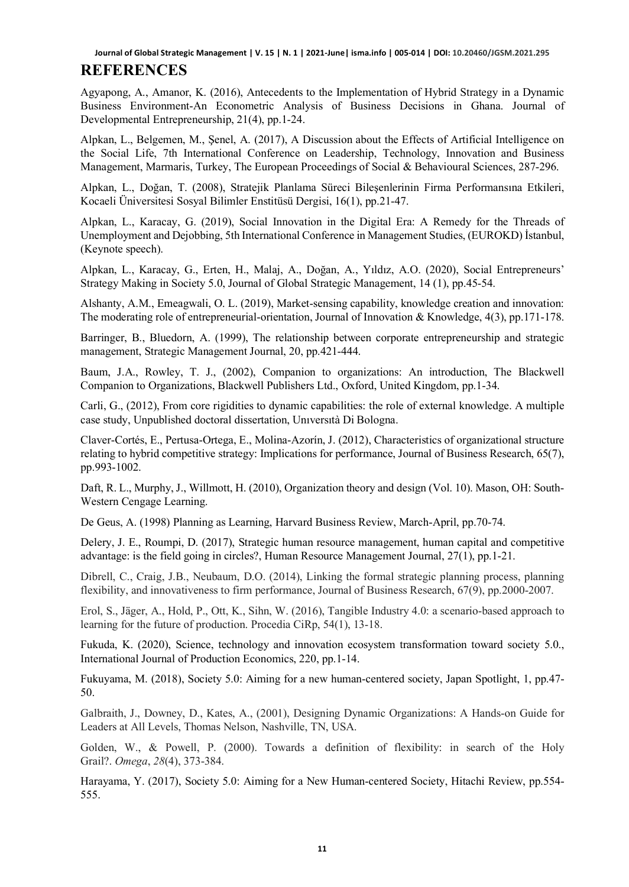# REFERENCES

Agyapong, A., Amanor, K. (2016), Antecedents to the Implementation of Hybrid Strategy in a Dynamic Business Environment-An Econometric Analysis of Business Decisions in Ghana. Journal of Developmental Entrepreneurship, 21(4), pp.1-24.

Alpkan, L., Belgemen, M., Şenel, A. (2017), A Discussion about the Effects of Artificial Intelligence on the Social Life, 7th International Conference on Leadership, Technology, Innovation and Business Management, Marmaris, Turkey, The European Proceedings of Social & Behavioural Sciences, 287-296.

Alpkan, L., Doğan, T. (2008), Stratejik Planlama Süreci Bileşenlerinin Firma Performansına Etkileri, Kocaeli Üniversitesi Sosyal Bilimler Enstitüsü Dergisi, 16(1), pp.21-47.

Alpkan, L., Karacay, G. (2019), Social Innovation in the Digital Era: A Remedy for the Threads of Unemployment and Dejobbing, 5th International Conference in Management Studies, (EUROKD) İstanbul, (Keynote speech).

Alpkan, L., Karacay, G., Erten, H., Malaj, A., Doğan, A., Yıldız, A.O. (2020), Social Entrepreneurs' Strategy Making in Society 5.0, Journal of Global Strategic Management, 14 (1), pp.45-54.

Alshanty, A.M., Emeagwali, O. L. (2019), Market-sensing capability, knowledge creation and innovation: The moderating role of entrepreneurial-orientation, Journal of Innovation & Knowledge, 4(3), pp.171-178.

Barringer, B., Bluedorn, A. (1999), The relationship between corporate entrepreneurship and strategic management, Strategic Management Journal, 20, pp.421-444.

Baum, J.A., Rowley, T. J., (2002), Companion to organizations: An introduction, The Blackwell Companion to Organizations, Blackwell Publishers Ltd., Oxford, United Kingdom, pp.1-34.

Carli, G., (2012), From core rigidities to dynamic capabilities: the role of external knowledge. A multiple case study, Unpublished doctoral dissertation, Unıversıtà Di Bologna.

Claver-Cortés, E., Pertusa-Ortega, E., Molina-Azorín, J. (2012), Characteristics of organizational structure relating to hybrid competitive strategy: Implications for performance, Journal of Business Research, 65(7), pp.993-1002.

Daft, R. L., Murphy, J., Willmott, H. (2010), Organization theory and design (Vol. 10). Mason, OH: South-Western Cengage Learning.

De Geus, A. (1998) Planning as Learning, Harvard Business Review, March-April, pp.70-74.

Delery, J. E., Roumpi, D. (2017), Strategic human resource management, human capital and competitive advantage: is the field going in circles?, Human Resource Management Journal, 27(1), pp.1-21.

Dibrell, C., Craig, J.B., Neubaum, D.O. (2014), Linking the formal strategic planning process, planning flexibility, and innovativeness to firm performance, Journal of Business Research, 67(9), pp.2000-2007.

Erol, S., Jäger, A., Hold, P., Ott, K., Sihn, W. (2016), Tangible Industry 4.0: a scenario-based approach to learning for the future of production. Procedia CiRp, 54(1), 13-18.

Fukuda, K. (2020), Science, technology and innovation ecosystem transformation toward society 5.0., International Journal of Production Economics, 220, pp.1-14.

Fukuyama, M. (2018), Society 5.0: Aiming for a new human-centered society, Japan Spotlight, 1, pp.47-50.

Galbraith, J., Downey, D., Kates, A., (2001), Designing Dynamic Organizations: A Hands-on Guide for Leaders at All Levels, Thomas Nelson, Nashville, TN, USA.

Golden, W., & Powell, P. (2000). Towards a definition of flexibility: in search of the Holy Grail?. *Omega*, *28*(4), 373-384.

Harayama, Y. (2017), Society 5.0: Aiming for a New Human-centered Society, Hitachi Review, pp.554-555.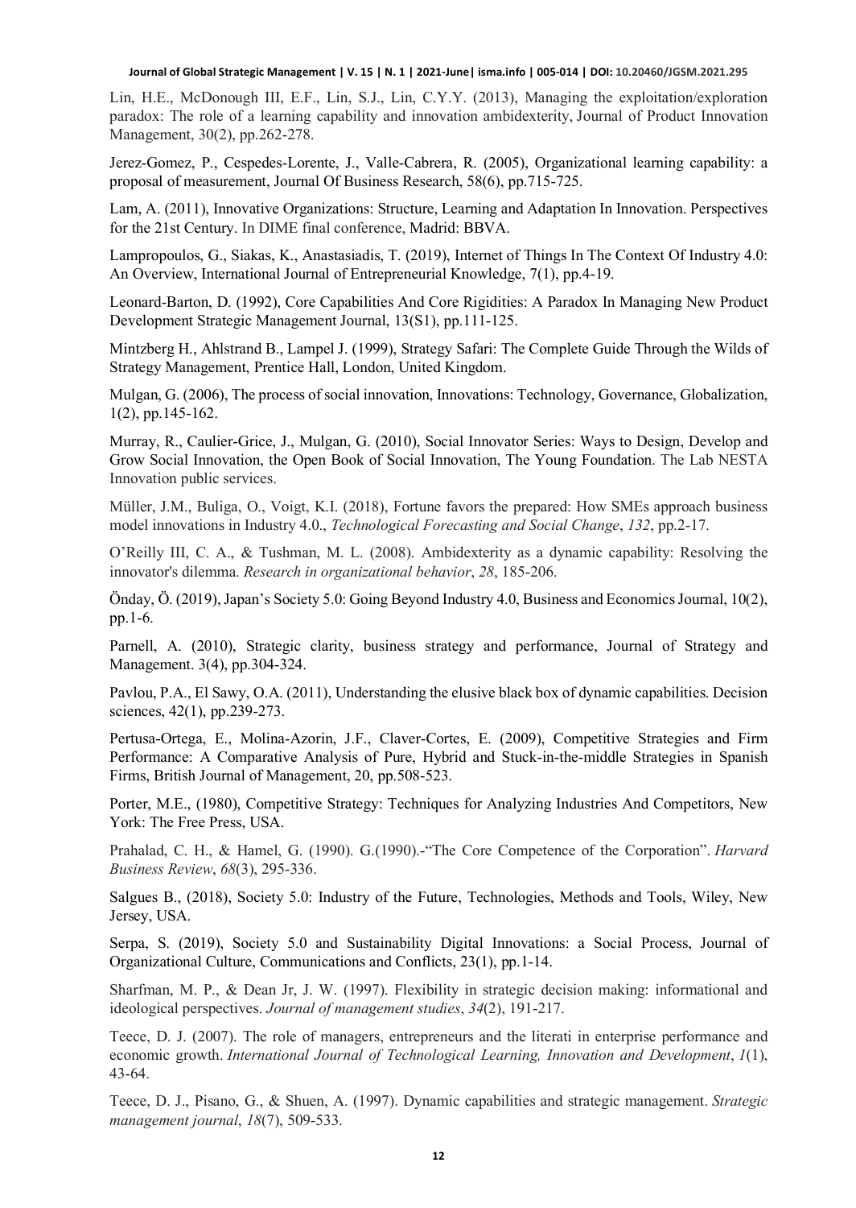Lin, H.E., McDonough III, E.F., Lin, S.J., Lin, C.Y.Y. (2013), Managing the exploitation/exploration paradox: The role of a learning capability and innovation ambidexterity, Journal of Product Innovation Management, 30(2), pp.262-278.

Jerez-Gomez, P., Cespedes-Lorente, J., Valle-Cabrera, R. (2005), Organizational learning capability: a proposal of measurement, Journal Of Business Research, 58(6), pp.715-725.

Lam, A. (2011), Innovative Organizations: Structure, Learning and Adaptation In Innovation. Perspectives for the 21st Century. In DIME final conference, Madrid: BBVA.

Lampropoulos, G., Siakas, K., Anastasiadis, T. (2019), Internet of Things In The Context Of Industry 4.0: An Overview, International Journal of Entrepreneurial Knowledge, 7(1), pp.4-19.

Leonard-Barton, D. (1992), Core Capabilities And Core Rigidities: A Paradox In Managing New Product Development Strategic Management Journal, 13(S1), pp.111-125.

Mintzberg H., Ahlstrand B., Lampel J. (1999), Strategy Safari: The Complete Guide Through the Wilds of Strategy Management, Prentice Hall, London, United Kingdom.

Mulgan, G. (2006), The process of social innovation, Innovations: Technology, Governance, Globalization, 1(2), pp.145-162.

Murray, R., Caulier-Grice, J., Mulgan, G. (2010), Social Innovator Series: Ways to Design, Develop and Grow Social Innovation, the Open Book of Social Innovation, The Young Foundation. The Lab NESTA Innovation public services.

Müller, J.M., Buliga, O., Voigt, K.I. (2018), Fortune favors the prepared: How SMEs approach business model innovations in Industry 4.0., *Technological Forecasting and Social Change*, *132*, pp.2-17.

O'Reilly III, C. A., & Tushman, M. L. (2008). Ambidexterity as a dynamic capability: Resolving the innovator's dilemma. *Research in organizational behavior*, *28*, 185-206.

Önday, Ö. (2019), Japan's Society 5.0: Going Beyond Industry 4.0, Business and Economics Journal, 10(2), pp.1-6.

Parnell, A. (2010), Strategic clarity, business strategy and performance, Journal of Strategy and Management. 3(4), pp.304-324.

Pavlou, P.A., El Sawy, O.A. (2011), Understanding the elusive black box of dynamic capabilities. Decision sciences, 42(1), pp.239-273.

Pertusa-Ortega, E., Molina-Azorin, J.F., Claver-Cortes, E. (2009), Competitive Strategies and Firm Performance: A Comparative Analysis of Pure, Hybrid and Stuck-in-the-middle Strategies in Spanish Firms, British Journal of Management, 20, pp.508-523.

Porter, M.E., (1980), Competitive Strategy: Techniques for Analyzing Industries And Competitors, New York: The Free Press, USA.

Prahalad, C. H., & Hamel, G. (1990). G.(1990).-"The Core Competence of the Corporation". *Harvard Business Review*, *68*(3), 295-336.

Salgues B., (2018), Society 5.0: Industry of the Future, Technologies, Methods and Tools, Wiley, New Jersey, USA.

Serpa, S. (2019), Society 5.0 and Sustainability Digital Innovations: a Social Process, Journal of Organizational Culture, Communications and Conflicts, 23(1), pp.1-14.

Sharfman, M. P., & Dean Jr, J. W. (1997). Flexibility in strategic decision making: informational and ideological perspectives. *Journal of management studies*, *34*(2), 191-217.

Teece, D. J. (2007). The role of managers, entrepreneurs and the literati in enterprise performance and economic growth. *International Journal of Technological Learning, Innovation and Development*, *1*(1), 43-64.

Teece, D. J., Pisano, G., & Shuen, A. (1997). Dynamic capabilities and strategic management. *Strategic management journal*, *18*(7), 509-533.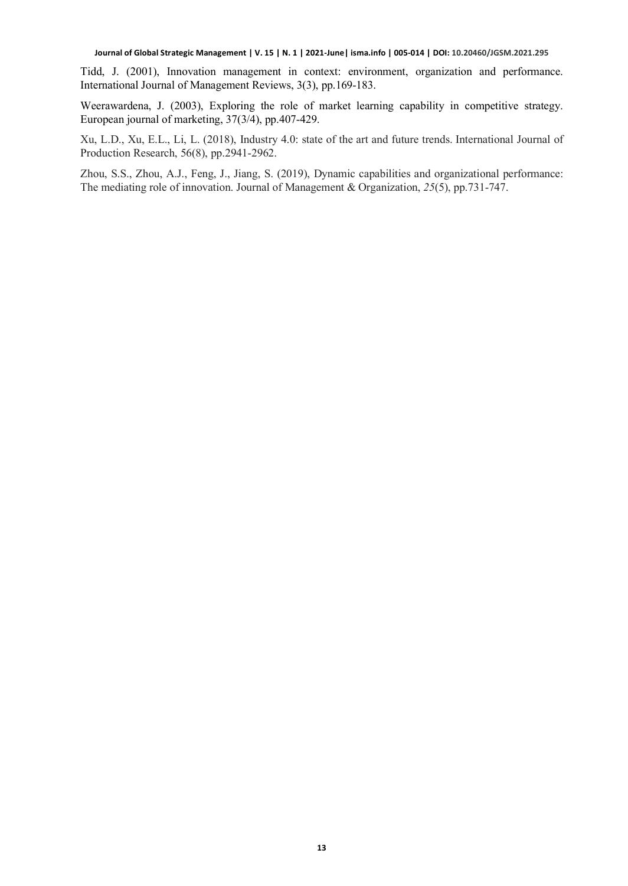Tidd, J. (2001), Innovation management in context: environment, organization and performance. International Journal of Management Reviews, 3(3), pp.169-183.

Weerawardena, J. (2003), Exploring the role of market learning capability in competitive strategy. European journal of marketing, 37(3/4), pp.407-429.

Xu, L.D., Xu, E.L., Li, L. (2018), Industry 4.0: state of the art and future trends. International Journal of Production Research, 56(8), pp.2941-2962.

Zhou, S.S., Zhou, A.J., Feng, J., Jiang, S. (2019), Dynamic capabilities and organizational performance: The mediating role of innovation. Journal of Management & Organization, *25*(5), pp.731-747.